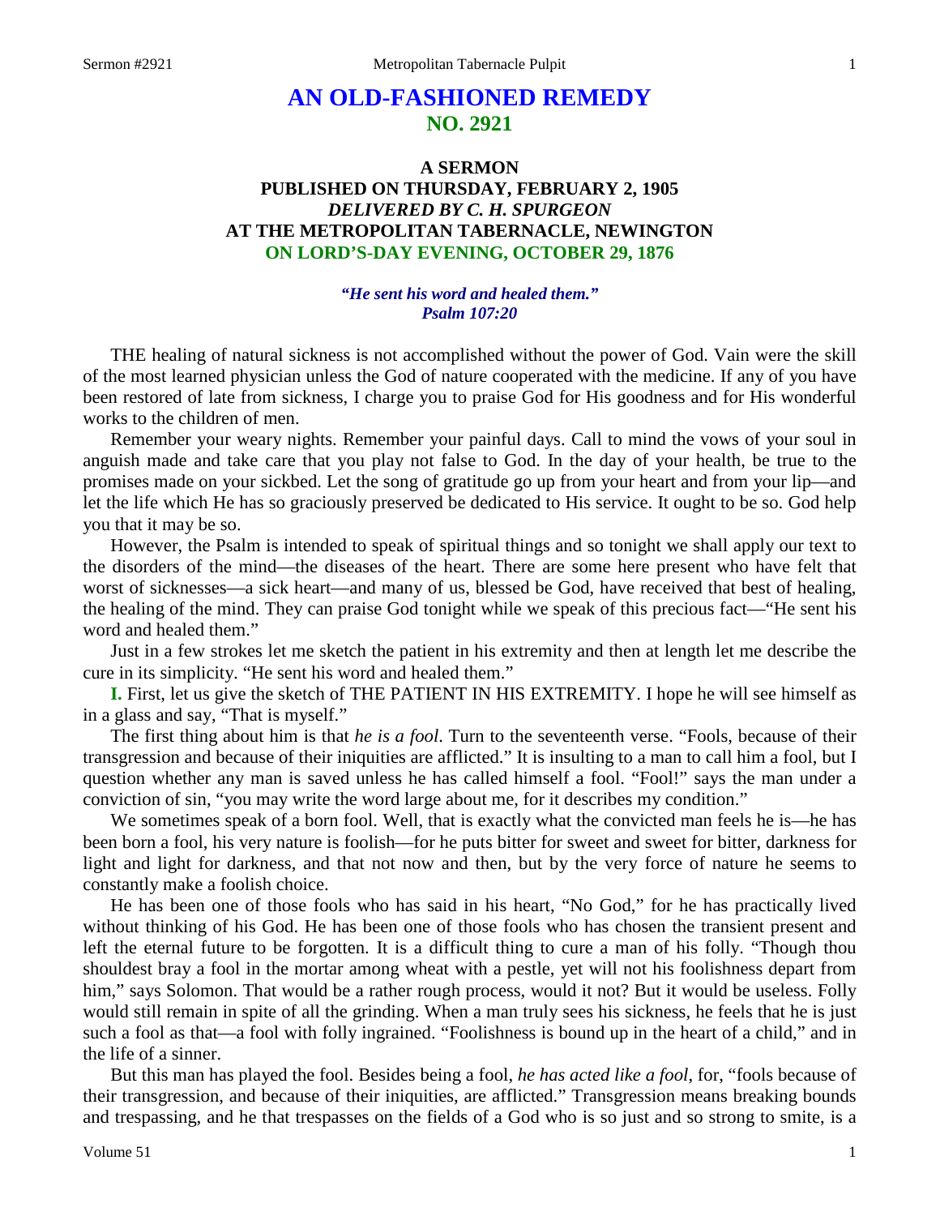# AN OLD-FASHIONED REMEDY
## NO. 2921

### A SERMON
### PUBLISHED ON THURSDAY, FEBRUARY 2, 1905
### *DELIVERED BY C. H. SPURGEON*
### AT THE METROPOLITAN TABERNACLE, NEWINGTON
### ON LORD'S-DAY EVENING, OCTOBER 29, 1876

***"He sent his word and healed them." Psalm 107:20***

THE healing of natural sickness is not accomplished without the power of God. Vain were the skill of the most learned physician unless the God of nature cooperated with the medicine. If any of you have been restored of late from sickness, I charge you to praise God for His goodness and for His wonderful works to the children of men.

Remember your weary nights. Remember your painful days. Call to mind the vows of your soul in anguish made and take care that you play not false to God. In the day of your health, be true to the promises made on your sickbed. Let the song of gratitude go up from your heart and from your lip—and let the life which He has so graciously preserved be dedicated to His service. It ought to be so. God help you that it may be so.

However, the Psalm is intended to speak of spiritual things and so tonight we shall apply our text to the disorders of the mind—the diseases of the heart. There are some here present who have felt that worst of sicknesses—a sick heart—and many of us, blessed be God, have received that best of healing, the healing of the mind. They can praise God tonight while we speak of this precious fact—"He sent his word and healed them."

Just in a few strokes let me sketch the patient in his extremity and then at length let me describe the cure in its simplicity. "He sent his word and healed them."

**I.** First, let us give the sketch of THE PATIENT IN HIS EXTREMITY. I hope he will see himself as in a glass and say, "That is myself."

The first thing about him is that *he is a fool*. Turn to the seventeenth verse. "Fools, because of their transgression and because of their iniquities are afflicted." It is insulting to a man to call him a fool, but I question whether any man is saved unless he has called himself a fool. "Fool!" says the man under a conviction of sin, "you may write the word large about me, for it describes my condition."

We sometimes speak of a born fool. Well, that is exactly what the convicted man feels he is—he has been born a fool, his very nature is foolish—for he puts bitter for sweet and sweet for bitter, darkness for light and light for darkness, and that not now and then, but by the very force of nature he seems to constantly make a foolish choice.

He has been one of those fools who has said in his heart, "No God," for he has practically lived without thinking of his God. He has been one of those fools who has chosen the transient present and left the eternal future to be forgotten. It is a difficult thing to cure a man of his folly. "Though thou shouldest bray a fool in the mortar among wheat with a pestle, yet will not his foolishness depart from him," says Solomon. That would be a rather rough process, would it not? But it would be useless. Folly would still remain in spite of all the grinding. When a man truly sees his sickness, he feels that he is just such a fool as that—a fool with folly ingrained. "Foolishness is bound up in the heart of a child," and in the life of a sinner.

But this man has played the fool. Besides being a fool, *he has acted like a fool*, for, "fools because of their transgression, and because of their iniquities, are afflicted." Transgression means breaking bounds and trespassing, and he that trespasses on the fields of a God who is so just and so strong to smite, is a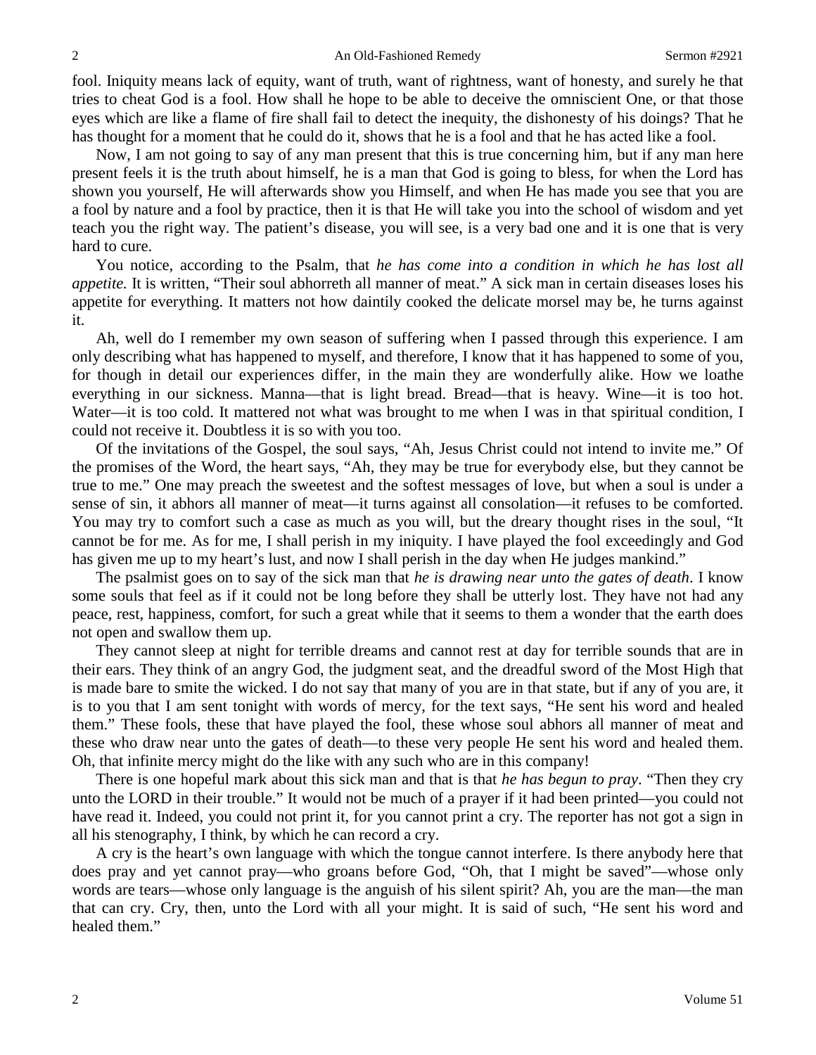fool. Iniquity means lack of equity, want of truth, want of rightness, want of honesty, and surely he that tries to cheat God is a fool. How shall he hope to be able to deceive the omniscient One, or that those eyes which are like a flame of fire shall fail to detect the inequity, the dishonesty of his doings? That he has thought for a moment that he could do it, shows that he is a fool and that he has acted like a fool.

Now, I am not going to say of any man present that this is true concerning him, but if any man here present feels it is the truth about himself, he is a man that God is going to bless, for when the Lord has shown you yourself, He will afterwards show you Himself, and when He has made you see that you are a fool by nature and a fool by practice, then it is that He will take you into the school of wisdom and yet teach you the right way. The patient's disease, you will see, is a very bad one and it is one that is very hard to cure.

You notice, according to the Psalm, that *he has come into a condition in which he has lost all appetite.* It is written, "Their soul abhorreth all manner of meat." A sick man in certain diseases loses his appetite for everything. It matters not how daintily cooked the delicate morsel may be, he turns against it.

Ah, well do I remember my own season of suffering when I passed through this experience. I am only describing what has happened to myself, and therefore, I know that it has happened to some of you, for though in detail our experiences differ, in the main they are wonderfully alike. How we loathe everything in our sickness. Manna—that is light bread. Bread—that is heavy. Wine—it is too hot. Water—it is too cold. It mattered not what was brought to me when I was in that spiritual condition, I could not receive it. Doubtless it is so with you too.

Of the invitations of the Gospel, the soul says, "Ah, Jesus Christ could not intend to invite me." Of the promises of the Word, the heart says, "Ah, they may be true for everybody else, but they cannot be true to me." One may preach the sweetest and the softest messages of love, but when a soul is under a sense of sin, it abhors all manner of meat—it turns against all consolation—it refuses to be comforted. You may try to comfort such a case as much as you will, but the dreary thought rises in the soul, "It cannot be for me. As for me, I shall perish in my iniquity. I have played the fool exceedingly and God has given me up to my heart's lust, and now I shall perish in the day when He judges mankind."

The psalmist goes on to say of the sick man that *he is drawing near unto the gates of death*. I know some souls that feel as if it could not be long before they shall be utterly lost. They have not had any peace, rest, happiness, comfort, for such a great while that it seems to them a wonder that the earth does not open and swallow them up.

They cannot sleep at night for terrible dreams and cannot rest at day for terrible sounds that are in their ears. They think of an angry God, the judgment seat, and the dreadful sword of the Most High that is made bare to smite the wicked. I do not say that many of you are in that state, but if any of you are, it is to you that I am sent tonight with words of mercy, for the text says, "He sent his word and healed them." These fools, these that have played the fool, these whose soul abhors all manner of meat and these who draw near unto the gates of death—to these very people He sent his word and healed them. Oh, that infinite mercy might do the like with any such who are in this company!

There is one hopeful mark about this sick man and that is that *he has begun to pray*. "Then they cry unto the LORD in their trouble." It would not be much of a prayer if it had been printed—you could not have read it. Indeed, you could not print it, for you cannot print a cry. The reporter has not got a sign in all his stenography, I think, by which he can record a cry.

A cry is the heart's own language with which the tongue cannot interfere. Is there anybody here that does pray and yet cannot pray—who groans before God, "Oh, that I might be saved"—whose only words are tears—whose only language is the anguish of his silent spirit? Ah, you are the man—the man that can cry. Cry, then, unto the Lord with all your might. It is said of such, "He sent his word and healed them."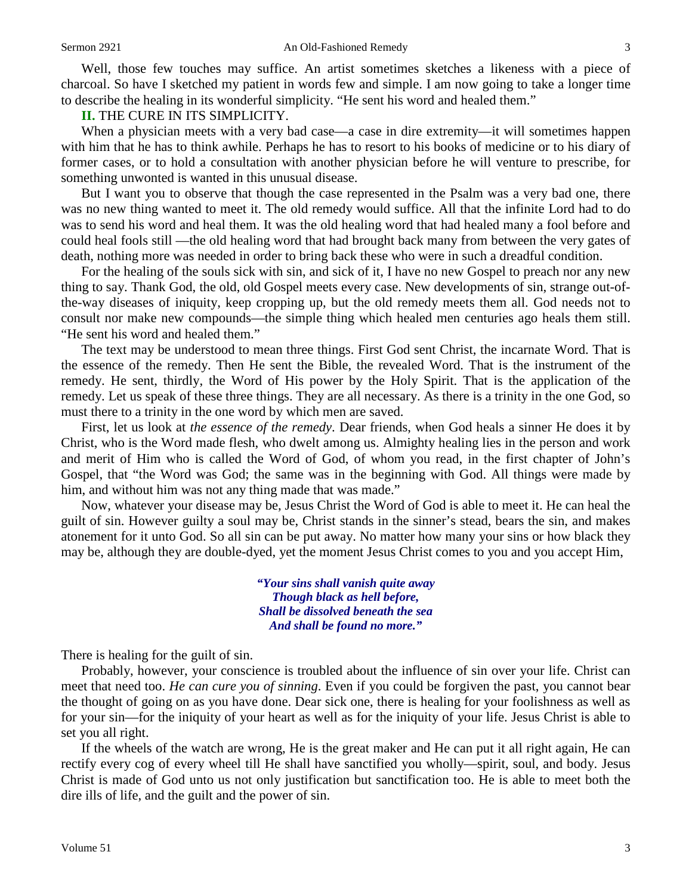Well, those few touches may suffice. An artist sometimes sketches a likeness with a piece of charcoal. So have I sketched my patient in words few and simple. I am now going to take a longer time to describe the healing in its wonderful simplicity. "He sent his word and healed them."

**II.** THE CURE IN ITS SIMPLICITY.

When a physician meets with a very bad case—a case in dire extremity—it will sometimes happen with him that he has to think awhile. Perhaps he has to resort to his books of medicine or to his diary of former cases, or to hold a consultation with another physician before he will venture to prescribe, for something unwonted is wanted in this unusual disease.

But I want you to observe that though the case represented in the Psalm was a very bad one, there was no new thing wanted to meet it. The old remedy would suffice. All that the infinite Lord had to do was to send his word and heal them. It was the old healing word that had healed many a fool before and could heal fools still —the old healing word that had brought back many from between the very gates of death, nothing more was needed in order to bring back these who were in such a dreadful condition.

For the healing of the souls sick with sin, and sick of it, I have no new Gospel to preach nor any new thing to say. Thank God, the old, old Gospel meets every case. New developments of sin, strange out-of-the-way diseases of iniquity, keep cropping up, but the old remedy meets them all. God needs not to consult nor make new compounds—the simple thing which healed men centuries ago heals them still. "He sent his word and healed them."

The text may be understood to mean three things. First God sent Christ, the incarnate Word. That is the essence of the remedy. Then He sent the Bible, the revealed Word. That is the instrument of the remedy. He sent, thirdly, the Word of His power by the Holy Spirit. That is the application of the remedy. Let us speak of these three things. They are all necessary. As there is a trinity in the one God, so must there to a trinity in the one word by which men are saved.

First, let us look at *the essence of the remedy*. Dear friends, when God heals a sinner He does it by Christ, who is the Word made flesh, who dwelt among us. Almighty healing lies in the person and work and merit of Him who is called the Word of God, of whom you read, in the first chapter of John's Gospel, that "the Word was God; the same was in the beginning with God. All things were made by him, and without him was not any thing made that was made."

Now, whatever your disease may be, Jesus Christ the Word of God is able to meet it. He can heal the guilt of sin. However guilty a soul may be, Christ stands in the sinner's stead, bears the sin, and makes atonement for it unto God. So all sin can be put away. No matter how many your sins or how black they may be, although they are double-dyed, yet the moment Jesus Christ comes to you and you accept Him,

> ***"Your sins shall vanish quite away***
> ***Though black as hell before,***
> ***Shall be dissolved beneath the sea***
> ***And shall be found no more."***

There is healing for the guilt of sin.

Probably, however, your conscience is troubled about the influence of sin over your life. Christ can meet that need too. *He can cure you of sinning*. Even if you could be forgiven the past, you cannot bear the thought of going on as you have done. Dear sick one, there is healing for your foolishness as well as for your sin—for the iniquity of your heart as well as for the iniquity of your life. Jesus Christ is able to set you all right.

If the wheels of the watch are wrong, He is the great maker and He can put it all right again, He can rectify every cog of every wheel till He shall have sanctified you wholly—spirit, soul, and body. Jesus Christ is made of God unto us not only justification but sanctification too. He is able to meet both the dire ills of life, and the guilt and the power of sin.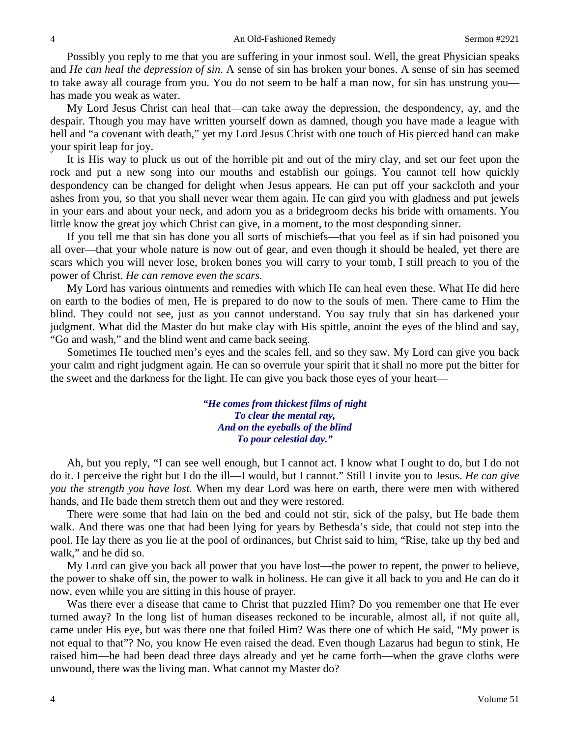Possibly you reply to me that you are suffering in your inmost soul. Well, the great Physician speaks and *He can heal the depression of sin*. A sense of sin has broken your bones. A sense of sin has seemed to take away all courage from you. You do not seem to be half a man now, for sin has unstrung you—has made you weak as water.

My Lord Jesus Christ can heal that—can take away the depression, the despondency, ay, and the despair. Though you may have written yourself down as damned, though you have made a league with hell and "a covenant with death," yet my Lord Jesus Christ with one touch of His pierced hand can make your spirit leap for joy.

It is His way to pluck us out of the horrible pit and out of the miry clay, and set our feet upon the rock and put a new song into our mouths and establish our goings. You cannot tell how quickly despondency can be changed for delight when Jesus appears. He can put off your sackcloth and your ashes from you, so that you shall never wear them again. He can gird you with gladness and put jewels in your ears and about your neck, and adorn you as a bridegroom decks his bride with ornaments. You little know the great joy which Christ can give, in a moment, to the most desponding sinner.

If you tell me that sin has done you all sorts of mischiefs—that you feel as if sin had poisoned you all over—that your whole nature is now out of gear, and even though it should be healed, yet there are scars which you will never lose, broken bones you will carry to your tomb, I still preach to you of the power of Christ. *He can remove even the scars*.

My Lord has various ointments and remedies with which He can heal even these. What He did here on earth to the bodies of men, He is prepared to do now to the souls of men. There came to Him the blind. They could not see, just as you cannot understand. You say truly that sin has darkened your judgment. What did the Master do but make clay with His spittle, anoint the eyes of the blind and say, "Go and wash," and the blind went and came back seeing.

Sometimes He touched men's eyes and the scales fell, and so they saw. My Lord can give you back your calm and right judgment again. He can so overrule your spirit that it shall no more put the bitter for the sweet and the darkness for the light. He can give you back those eyes of your heart—

> ***"He comes from thickest films of night***
> ***To clear the mental ray,***
> ***And on the eyeballs of the blind***
> ***To pour celestial day."***

Ah, but you reply, "I can see well enough, but I cannot act. I know what I ought to do, but I do not do it. I perceive the right but I do the ill—I would, but I cannot." Still I invite you to Jesus. *He can give you the strength you have lost.* When my dear Lord was here on earth, there were men with withered hands, and He bade them stretch them out and they were restored.

There were some that had lain on the bed and could not stir, sick of the palsy, but He bade them walk. And there was one that had been lying for years by Bethesda's side, that could not step into the pool. He lay there as you lie at the pool of ordinances, but Christ said to him, "Rise, take up thy bed and walk," and he did so.

My Lord can give you back all power that you have lost—the power to repent, the power to believe, the power to shake off sin, the power to walk in holiness. He can give it all back to you and He can do it now, even while you are sitting in this house of prayer.

Was there ever a disease that came to Christ that puzzled Him? Do you remember one that He ever turned away? In the long list of human diseases reckoned to be incurable, almost all, if not quite all, came under His eye, but was there one that foiled Him? Was there one of which He said, "My power is not equal to that"? No, you know He even raised the dead. Even though Lazarus had begun to stink, He raised him—he had been dead three days already and yet he came forth—when the grave cloths were unwound, there was the living man. What cannot my Master do?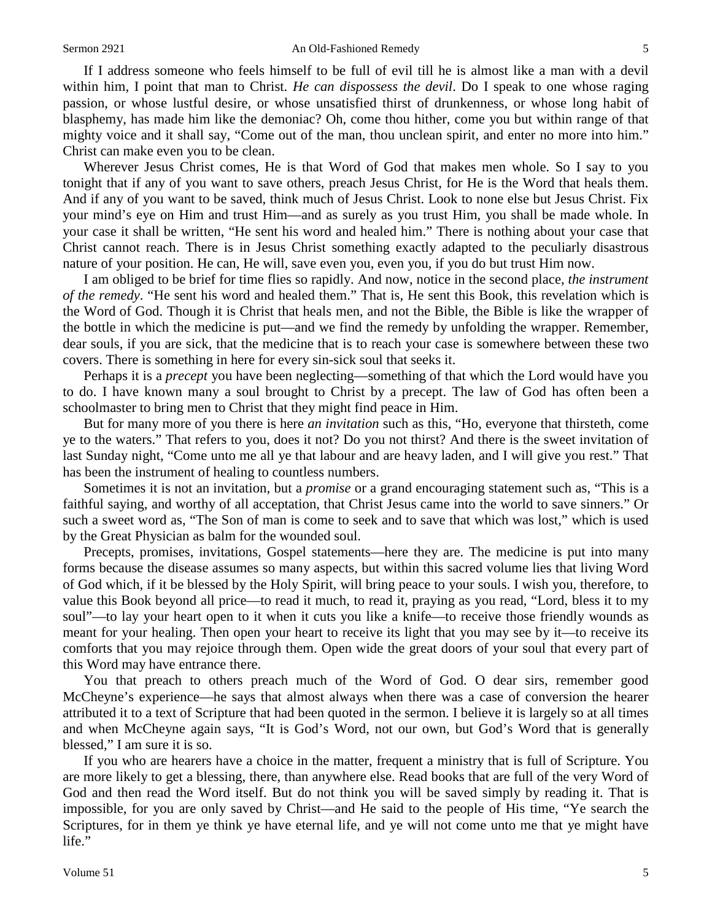If I address someone who feels himself to be full of evil till he is almost like a man with a devil within him, I point that man to Christ. *He can dispossess the devil*. Do I speak to one whose raging passion, or whose lustful desire, or whose unsatisfied thirst of drunkenness, or whose long habit of blasphemy, has made him like the demoniac? Oh, come thou hither, come you but within range of that mighty voice and it shall say, "Come out of the man, thou unclean spirit, and enter no more into him." Christ can make even you to be clean.

Wherever Jesus Christ comes, He is that Word of God that makes men whole. So I say to you tonight that if any of you want to save others, preach Jesus Christ, for He is the Word that heals them. And if any of you want to be saved, think much of Jesus Christ. Look to none else but Jesus Christ. Fix your mind's eye on Him and trust Him—and as surely as you trust Him, you shall be made whole. In your case it shall be written, "He sent his word and healed him." There is nothing about your case that Christ cannot reach. There is in Jesus Christ something exactly adapted to the peculiarly disastrous nature of your position. He can, He will, save even you, even you, if you do but trust Him now.

I am obliged to be brief for time flies so rapidly. And now, notice in the second place, *the instrument of the remedy*. "He sent his word and healed them." That is, He sent this Book, this revelation which is the Word of God. Though it is Christ that heals men, and not the Bible, the Bible is like the wrapper of the bottle in which the medicine is put—and we find the remedy by unfolding the wrapper. Remember, dear souls, if you are sick, that the medicine that is to reach your case is somewhere between these two covers. There is something in here for every sin-sick soul that seeks it.

Perhaps it is a *precept* you have been neglecting—something of that which the Lord would have you to do. I have known many a soul brought to Christ by a precept. The law of God has often been a schoolmaster to bring men to Christ that they might find peace in Him.

But for many more of you there is here *an invitation* such as this, "Ho, everyone that thirsteth, come ye to the waters." That refers to you, does it not? Do you not thirst? And there is the sweet invitation of last Sunday night, "Come unto me all ye that labour and are heavy laden, and I will give you rest." That has been the instrument of healing to countless numbers.

Sometimes it is not an invitation, but a *promise* or a grand encouraging statement such as, "This is a faithful saying, and worthy of all acceptation, that Christ Jesus came into the world to save sinners." Or such a sweet word as, "The Son of man is come to seek and to save that which was lost," which is used by the Great Physician as balm for the wounded soul.

Precepts, promises, invitations, Gospel statements—here they are. The medicine is put into many forms because the disease assumes so many aspects, but within this sacred volume lies that living Word of God which, if it be blessed by the Holy Spirit, will bring peace to your souls. I wish you, therefore, to value this Book beyond all price—to read it much, to read it, praying as you read, "Lord, bless it to my soul"—to lay your heart open to it when it cuts you like a knife—to receive those friendly wounds as meant for your healing. Then open your heart to receive its light that you may see by it—to receive its comforts that you may rejoice through them. Open wide the great doors of your soul that every part of this Word may have entrance there.

You that preach to others preach much of the Word of God. O dear sirs, remember good McCheyne's experience—he says that almost always when there was a case of conversion the hearer attributed it to a text of Scripture that had been quoted in the sermon. I believe it is largely so at all times and when McCheyne again says, "It is God's Word, not our own, but God's Word that is generally blessed," I am sure it is so.

If you who are hearers have a choice in the matter, frequent a ministry that is full of Scripture. You are more likely to get a blessing, there, than anywhere else. Read books that are full of the very Word of God and then read the Word itself. But do not think you will be saved simply by reading it. That is impossible, for you are only saved by Christ—and He said to the people of His time, "Ye search the Scriptures, for in them ye think ye have eternal life, and ye will not come unto me that ye might have life."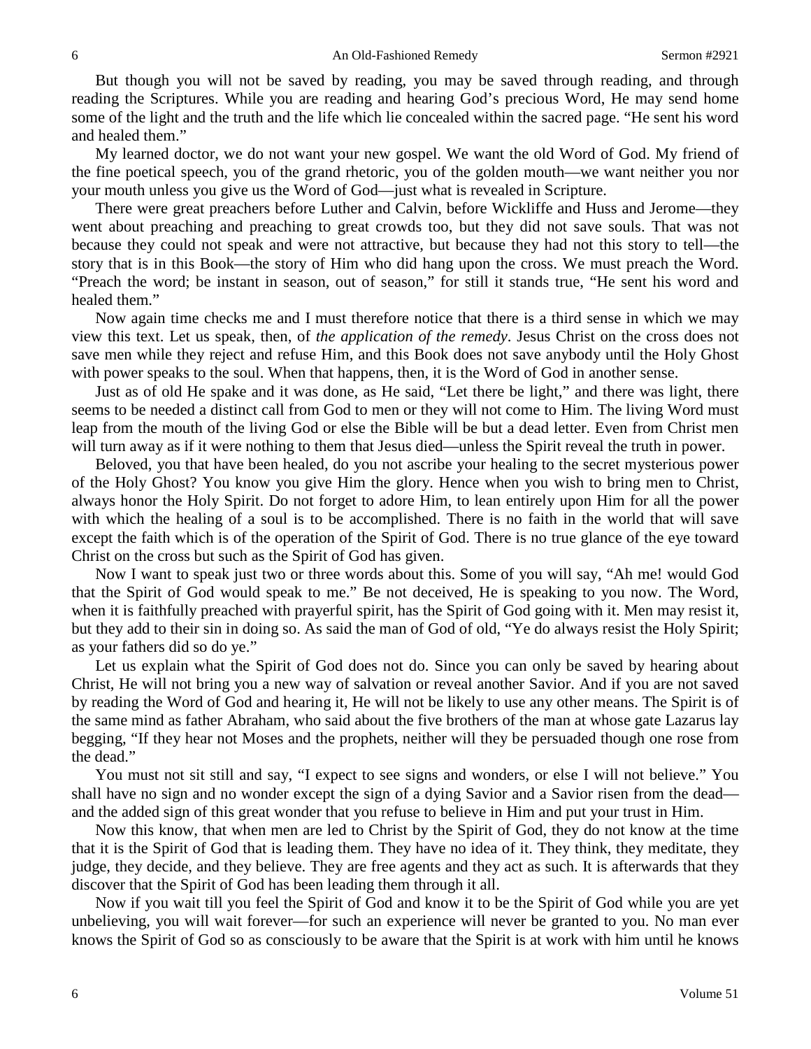But though you will not be saved by reading, you may be saved through reading, and through reading the Scriptures. While you are reading and hearing God's precious Word, He may send home some of the light and the truth and the life which lie concealed within the sacred page. "He sent his word and healed them."

My learned doctor, we do not want your new gospel. We want the old Word of God. My friend of the fine poetical speech, you of the grand rhetoric, you of the golden mouth—we want neither you nor your mouth unless you give us the Word of God—just what is revealed in Scripture.

There were great preachers before Luther and Calvin, before Wickliffe and Huss and Jerome—they went about preaching and preaching to great crowds too, but they did not save souls. That was not because they could not speak and were not attractive, but because they had not this story to tell—the story that is in this Book—the story of Him who did hang upon the cross. We must preach the Word. "Preach the word; be instant in season, out of season," for still it stands true, "He sent his word and healed them."

Now again time checks me and I must therefore notice that there is a third sense in which we may view this text. Let us speak, then, of *the application of the remedy*. Jesus Christ on the cross does not save men while they reject and refuse Him, and this Book does not save anybody until the Holy Ghost with power speaks to the soul. When that happens, then, it is the Word of God in another sense.

Just as of old He spake and it was done, as He said, "Let there be light," and there was light, there seems to be needed a distinct call from God to men or they will not come to Him. The living Word must leap from the mouth of the living God or else the Bible will be but a dead letter. Even from Christ men will turn away as if it were nothing to them that Jesus died—unless the Spirit reveal the truth in power.

Beloved, you that have been healed, do you not ascribe your healing to the secret mysterious power of the Holy Ghost? You know you give Him the glory. Hence when you wish to bring men to Christ, always honor the Holy Spirit. Do not forget to adore Him, to lean entirely upon Him for all the power with which the healing of a soul is to be accomplished. There is no faith in the world that will save except the faith which is of the operation of the Spirit of God. There is no true glance of the eye toward Christ on the cross but such as the Spirit of God has given.

Now I want to speak just two or three words about this. Some of you will say, "Ah me! would God that the Spirit of God would speak to me." Be not deceived, He is speaking to you now. The Word, when it is faithfully preached with prayerful spirit, has the Spirit of God going with it. Men may resist it, but they add to their sin in doing so. As said the man of God of old, "Ye do always resist the Holy Spirit; as your fathers did so do ye."

Let us explain what the Spirit of God does not do. Since you can only be saved by hearing about Christ, He will not bring you a new way of salvation or reveal another Savior. And if you are not saved by reading the Word of God and hearing it, He will not be likely to use any other means. The Spirit is of the same mind as father Abraham, who said about the five brothers of the man at whose gate Lazarus lay begging, "If they hear not Moses and the prophets, neither will they be persuaded though one rose from the dead."

You must not sit still and say, "I expect to see signs and wonders, or else I will not believe." You shall have no sign and no wonder except the sign of a dying Savior and a Savior risen from the dead—and the added sign of this great wonder that you refuse to believe in Him and put your trust in Him.

Now this know, that when men are led to Christ by the Spirit of God, they do not know at the time that it is the Spirit of God that is leading them. They have no idea of it. They think, they meditate, they judge, they decide, and they believe. They are free agents and they act as such. It is afterwards that they discover that the Spirit of God has been leading them through it all.

Now if you wait till you feel the Spirit of God and know it to be the Spirit of God while you are yet unbelieving, you will wait forever—for such an experience will never be granted to you. No man ever knows the Spirit of God so as consciously to be aware that the Spirit is at work with him until he knows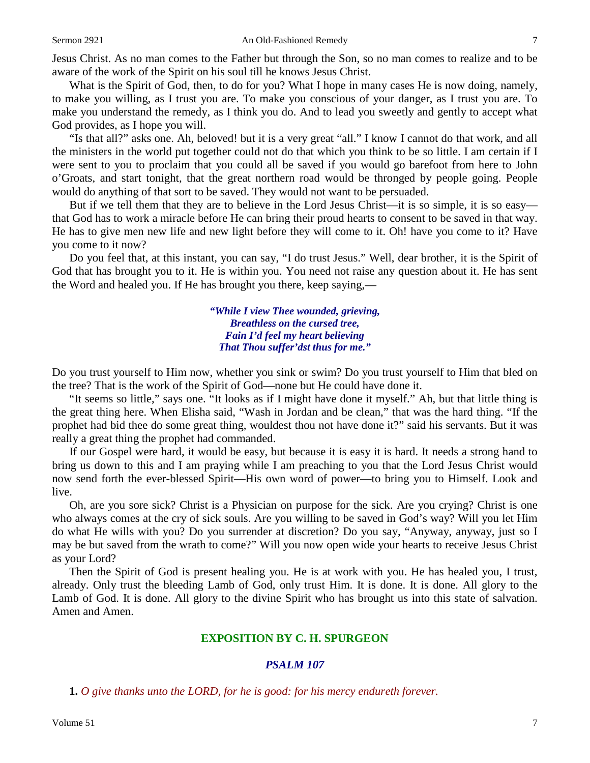Jesus Christ. As no man comes to the Father but through the Son, so no man comes to realize and to be aware of the work of the Spirit on his soul till he knows Jesus Christ.

What is the Spirit of God, then, to do for you? What I hope in many cases He is now doing, namely, to make you willing, as I trust you are. To make you conscious of your danger, as I trust you are. To make you understand the remedy, as I think you do. And to lead you sweetly and gently to accept what God provides, as I hope you will.

"Is that all?" asks one. Ah, beloved! but it is a very great "all." I know I cannot do that work, and all the ministers in the world put together could not do that which you think to be so little. I am certain if I were sent to you to proclaim that you could all be saved if you would go barefoot from here to John o'Groats, and start tonight, that the great northern road would be thronged by people going. People would do anything of that sort to be saved. They would not want to be persuaded.

But if we tell them that they are to believe in the Lord Jesus Christ—it is so simple, it is so easy—that God has to work a miracle before He can bring their proud hearts to consent to be saved in that way. He has to give men new life and new light before they will come to it. Oh! have you come to it? Have you come to it now?

Do you feel that, at this instant, you can say, "I do trust Jesus." Well, dear brother, it is the Spirit of God that has brought you to it. He is within you. You need not raise any question about it. He has sent the Word and healed you. If He has brought you there, keep saying,—

> ***"While I view Thee wounded, grieving,***
> ***Breathless on the cursed tree,***
> ***Fain I'd feel my heart believing***
> ***That Thou suffer'dst thus for me."***

Do you trust yourself to Him now, whether you sink or swim? Do you trust yourself to Him that bled on the tree? That is the work of the Spirit of God—none but He could have done it.

"It seems so little," says one. "It looks as if I might have done it myself." Ah, but that little thing is the great thing here. When Elisha said, "Wash in Jordan and be clean," that was the hard thing. "If the prophet had bid thee do some great thing, wouldest thou not have done it?" said his servants. But it was really a great thing the prophet had commanded.

If our Gospel were hard, it would be easy, but because it is easy it is hard. It needs a strong hand to bring us down to this and I am praying while I am preaching to you that the Lord Jesus Christ would now send forth the ever-blessed Spirit—His own word of power—to bring you to Himself. Look and live.

Oh, are you sore sick? Christ is a Physician on purpose for the sick. Are you crying? Christ is one who always comes at the cry of sick souls. Are you willing to be saved in God's way? Will you let Him do what He wills with you? Do you surrender at discretion? Do you say, "Anyway, anyway, just so I may be but saved from the wrath to come?" Will you now open wide your hearts to receive Jesus Christ as your Lord?

Then the Spirit of God is present healing you. He is at work with you. He has healed you, I trust, already. Only trust the bleeding Lamb of God, only trust Him. It is done. It is done. All glory to the Lamb of God. It is done. All glory to the divine Spirit who has brought us into this state of salvation. Amen and Amen.

## EXPOSITION BY C. H. SPURGEON

### *PSALM 107*

**1.** *O give thanks unto the LORD, for he is good: for his mercy endureth forever.*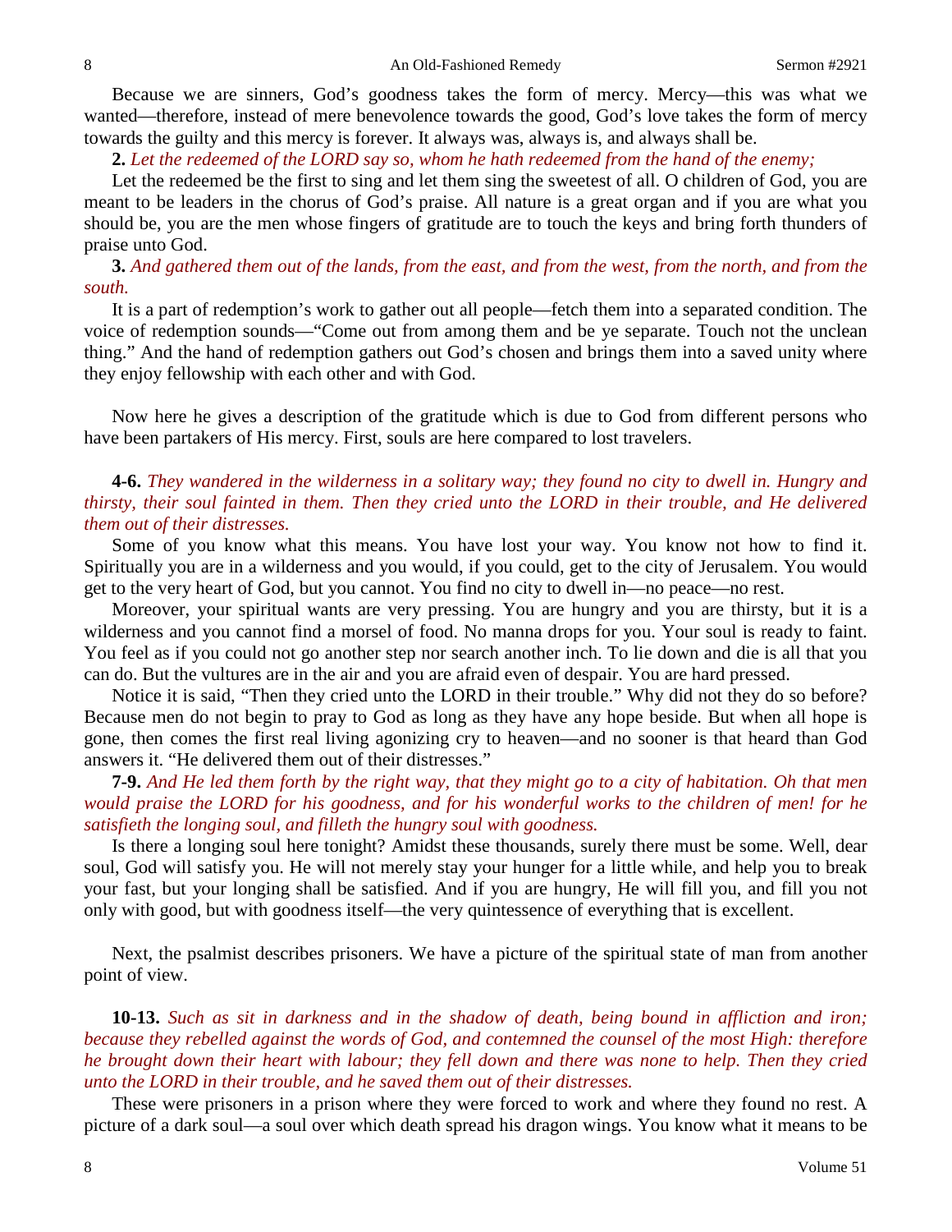Because we are sinners, God's goodness takes the form of mercy. Mercy—this was what we wanted—therefore, instead of mere benevolence towards the good, God's love takes the form of mercy towards the guilty and this mercy is forever. It always was, always is, and always shall be.

**2.** *Let the redeemed of the LORD say so, whom he hath redeemed from the hand of the enemy;*

Let the redeemed be the first to sing and let them sing the sweetest of all. O children of God, you are meant to be leaders in the chorus of God's praise. All nature is a great organ and if you are what you should be, you are the men whose fingers of gratitude are to touch the keys and bring forth thunders of praise unto God.

**3.** *And gathered them out of the lands, from the east, and from the west, from the north, and from the south.*

It is a part of redemption's work to gather out all people—fetch them into a separated condition. The voice of redemption sounds—"Come out from among them and be ye separate. Touch not the unclean thing." And the hand of redemption gathers out God's chosen and brings them into a saved unity where they enjoy fellowship with each other and with God.

Now here he gives a description of the gratitude which is due to God from different persons who have been partakers of His mercy. First, souls are here compared to lost travelers.

**4-6.** *They wandered in the wilderness in a solitary way; they found no city to dwell in. Hungry and thirsty, their soul fainted in them. Then they cried unto the LORD in their trouble, and He delivered them out of their distresses.*

Some of you know what this means. You have lost your way. You know not how to find it. Spiritually you are in a wilderness and you would, if you could, get to the city of Jerusalem. You would get to the very heart of God, but you cannot. You find no city to dwell in—no peace—no rest.

Moreover, your spiritual wants are very pressing. You are hungry and you are thirsty, but it is a wilderness and you cannot find a morsel of food. No manna drops for you. Your soul is ready to faint. You feel as if you could not go another step nor search another inch. To lie down and die is all that you can do. But the vultures are in the air and you are afraid even of despair. You are hard pressed.

Notice it is said, "Then they cried unto the LORD in their trouble." Why did not they do so before? Because men do not begin to pray to God as long as they have any hope beside. But when all hope is gone, then comes the first real living agonizing cry to heaven—and no sooner is that heard than God answers it. "He delivered them out of their distresses."

**7-9.** *And He led them forth by the right way, that they might go to a city of habitation. Oh that men would praise the LORD for his goodness, and for his wonderful works to the children of men! for he satisfieth the longing soul, and filleth the hungry soul with goodness.*

Is there a longing soul here tonight? Amidst these thousands, surely there must be some. Well, dear soul, God will satisfy you. He will not merely stay your hunger for a little while, and help you to break your fast, but your longing shall be satisfied. And if you are hungry, He will fill you, and fill you not only with good, but with goodness itself—the very quintessence of everything that is excellent.

Next, the psalmist describes prisoners. We have a picture of the spiritual state of man from another point of view.

**10-13.** *Such as sit in darkness and in the shadow of death, being bound in affliction and iron; because they rebelled against the words of God, and contemned the counsel of the most High: therefore he brought down their heart with labour; they fell down and there was none to help. Then they cried unto the LORD in their trouble, and he saved them out of their distresses.*

These were prisoners in a prison where they were forced to work and where they found no rest. A picture of a dark soul—a soul over which death spread his dragon wings. You know what it means to be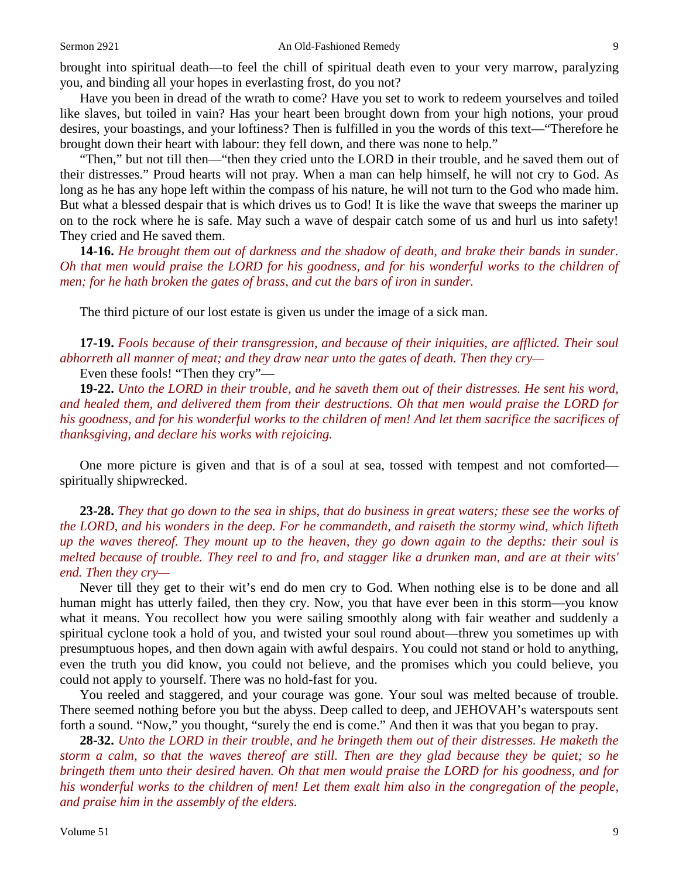brought into spiritual death—to feel the chill of spiritual death even to your very marrow, paralyzing you, and binding all your hopes in everlasting frost, do you not?

Have you been in dread of the wrath to come? Have you set to work to redeem yourselves and toiled like slaves, but toiled in vain? Has your heart been brought down from your high notions, your proud desires, your boastings, and your loftiness? Then is fulfilled in you the words of this text—"Therefore he brought down their heart with labour: they fell down, and there was none to help."

"Then," but not till then—"then they cried unto the LORD in their trouble, and he saved them out of their distresses." Proud hearts will not pray. When a man can help himself, he will not cry to God. As long as he has any hope left within the compass of his nature, he will not turn to the God who made him. But what a blessed despair that is which drives us to God! It is like the wave that sweeps the mariner up on to the rock where he is safe. May such a wave of despair catch some of us and hurl us into safety! They cried and He saved them.

**14-16.** *He brought them out of darkness and the shadow of death, and brake their bands in sunder. Oh that men would praise the LORD for his goodness, and for his wonderful works to the children of men; for he hath broken the gates of brass, and cut the bars of iron in sunder.*

The third picture of our lost estate is given us under the image of a sick man.

**17-19.** *Fools because of their transgression, and because of their iniquities, are afflicted. Their soul abhorreth all manner of meat; and they draw near unto the gates of death. Then they cry—*

Even these fools! "Then they cry"—

**19-22.** *Unto the LORD in their trouble, and he saveth them out of their distresses. He sent his word, and healed them, and delivered them from their destructions. Oh that men would praise the LORD for his goodness, and for his wonderful works to the children of men! And let them sacrifice the sacrifices of thanksgiving, and declare his works with rejoicing.*

One more picture is given and that is of a soul at sea, tossed with tempest and not comforted—spiritually shipwrecked.

**23-28.** *They that go down to the sea in ships, that do business in great waters; these see the works of the LORD, and his wonders in the deep. For he commandeth, and raiseth the stormy wind, which lifteth up the waves thereof. They mount up to the heaven, they go down again to the depths: their soul is melted because of trouble. They reel to and fro, and stagger like a drunken man, and are at their wits' end. Then they cry—*

Never till they get to their wit's end do men cry to God. When nothing else is to be done and all human might has utterly failed, then they cry. Now, you that have ever been in this storm—you know what it means. You recollect how you were sailing smoothly along with fair weather and suddenly a spiritual cyclone took a hold of you, and twisted your soul round about—threw you sometimes up with presumptuous hopes, and then down again with awful despairs. You could not stand or hold to anything, even the truth you did know, you could not believe, and the promises which you could believe, you could not apply to yourself. There was no hold-fast for you.

You reeled and staggered, and your courage was gone. Your soul was melted because of trouble. There seemed nothing before you but the abyss. Deep called to deep, and JEHOVAH's waterspouts sent forth a sound. "Now," you thought, "surely the end is come." And then it was that you began to pray.

**28-32.** *Unto the LORD in their trouble, and he bringeth them out of their distresses. He maketh the storm a calm, so that the waves thereof are still. Then are they glad because they be quiet; so he bringeth them unto their desired haven. Oh that men would praise the LORD for his goodness, and for his wonderful works to the children of men! Let them exalt him also in the congregation of the people, and praise him in the assembly of the elders.*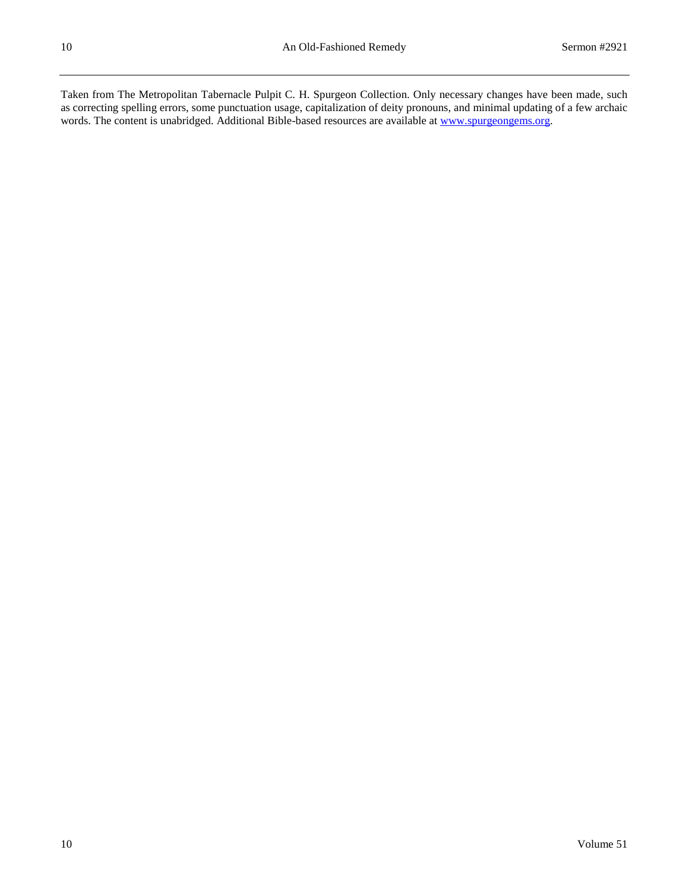Taken from The Metropolitan Tabernacle Pulpit C. H. Spurgeon Collection. Only necessary changes have been made, such as correcting spelling errors, some punctuation usage, capitalization of deity pronouns, and minimal updating of a few archaic words. The content is unabridged. Additional Bible-based resources are available at [www.spurgeongems.org](http://www.spurgeongems.org).